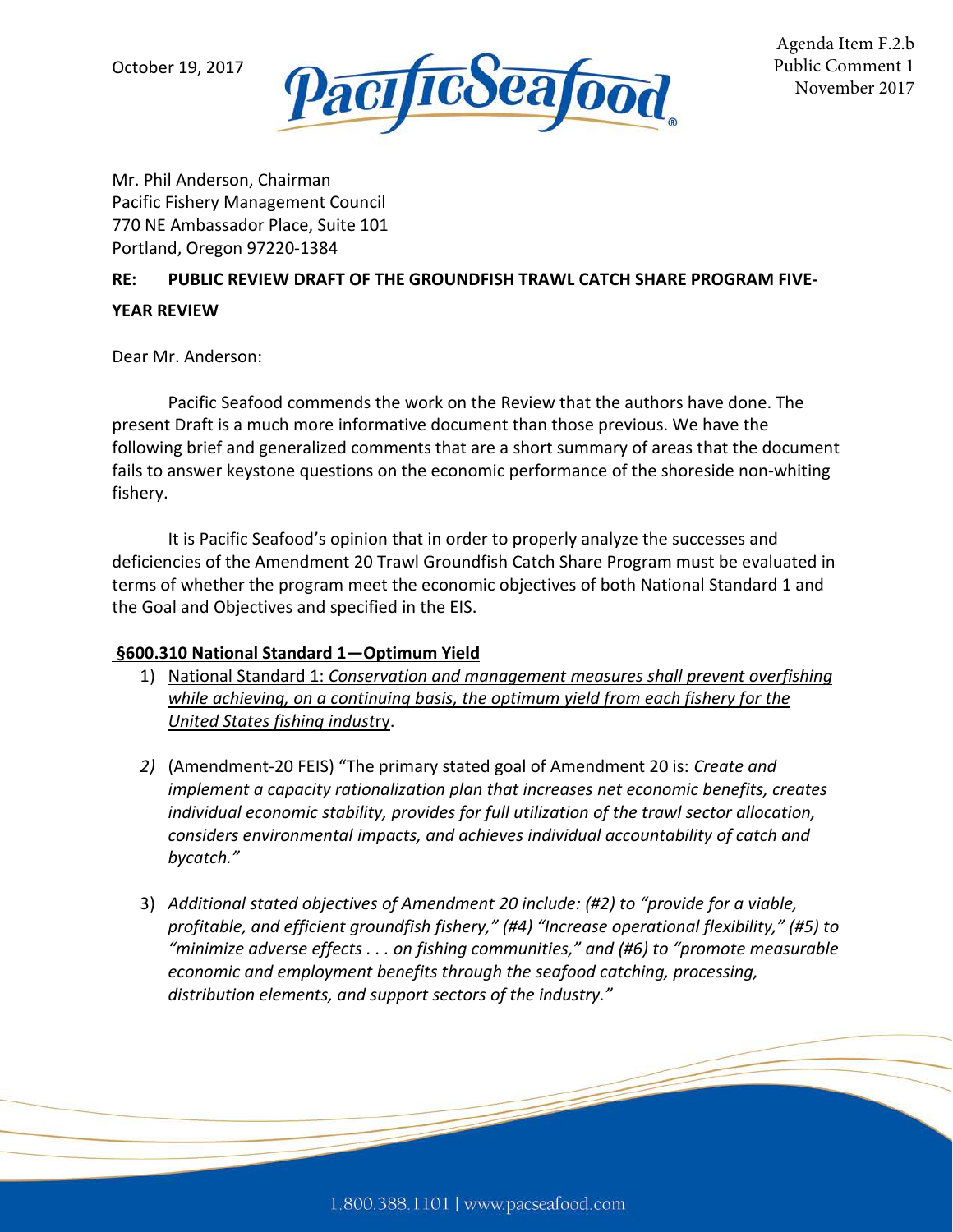October 19, 2017

Agenda Item F.2.b
Public Comment 1
November 2017

Mr. Phil Anderson, Chairman
Pacific Fishery Management Council
770 NE Ambassador Place, Suite 101
Portland, Oregon 97220-1384

**RE: PUBLIC REVIEW DRAFT OF THE GROUNDFISH TRAWL CATCH SHARE PROGRAM FIVE-YEAR REVIEW**

Dear Mr. Anderson:

Pacific Seafood commends the work on the Review that the authors have done. The present Draft is a much more informative document than those previous. We have the following brief and generalized comments that are a short summary of areas that the document fails to answer keystone questions on the economic performance of the shoreside non-whiting fishery.

It is Pacific Seafood's opinion that in order to properly analyze the successes and deficiencies of the Amendment 20 Trawl Groundfish Catch Share Program must be evaluated in terms of whether the program meet the economic objectives of both National Standard 1 and the Goal and Objectives and specified in the EIS.

**§600.310 National Standard 1—Optimum Yield**

1) National Standard 1: *Conservation and management measures shall prevent overfishing while achieving, on a continuing basis, the optimum yield from each fishery for the United States fishing industry*.

2) (Amendment-20 FEIS) "The primary stated goal of Amendment 20 is: *Create and implement a capacity rationalization plan that increases net economic benefits, creates individual economic stability, provides for full utilization of the trawl sector allocation, considers environmental impacts, and achieves individual accountability of catch and bycatch."*

3) *Additional stated objectives of Amendment 20 include: (#2) to "provide for a viable, profitable, and efficient groundfish fishery," (#4) "Increase operational flexibility," (#5) to "minimize adverse effects . . . on fishing communities," and (#6) to "promote measurable economic and employment benefits through the seafood catching, processing, distribution elements, and support sectors of the industry."*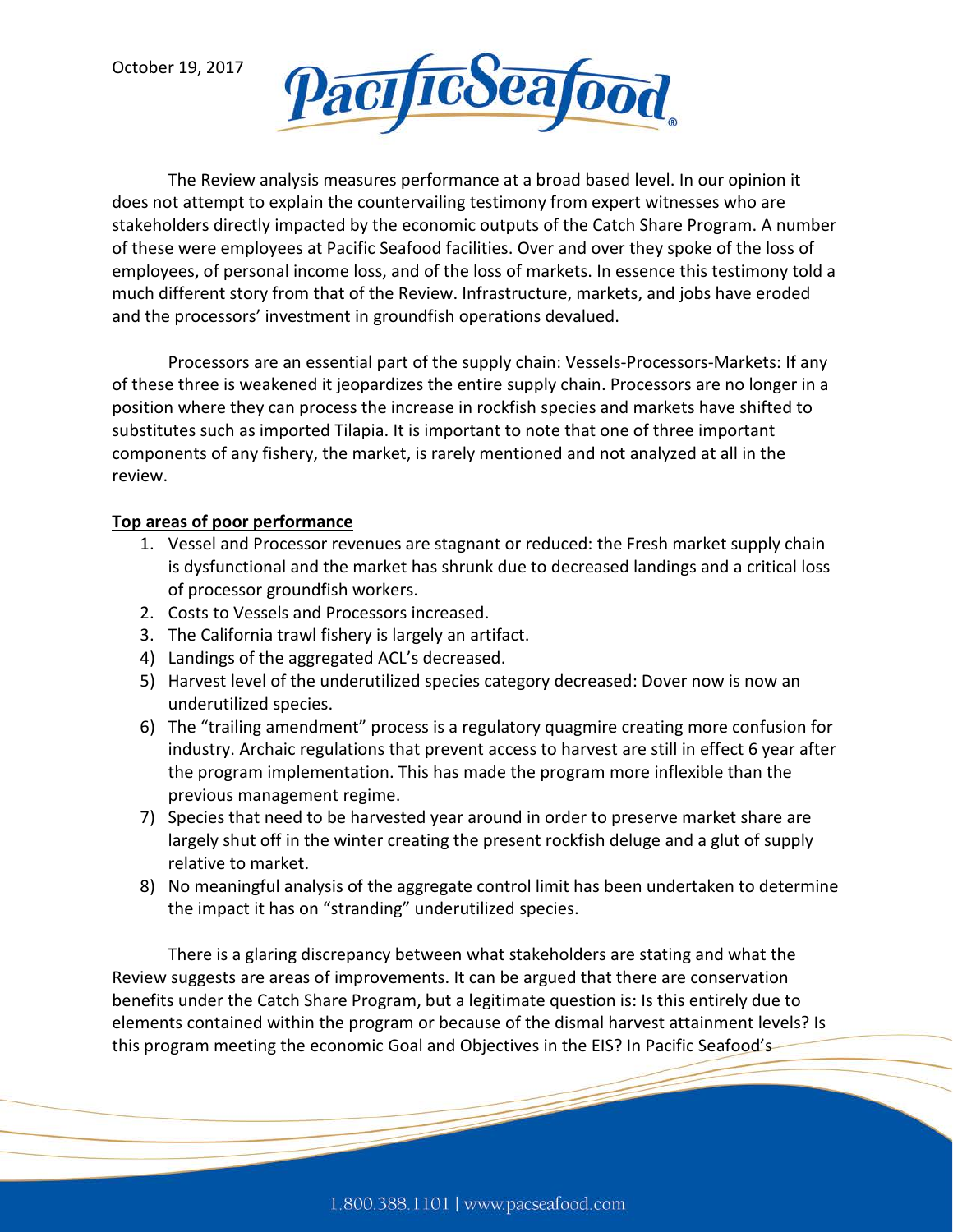October 19, 2017

The Review analysis measures performance at a broad based level. In our opinion it does not attempt to explain the countervailing testimony from expert witnesses who are stakeholders directly impacted by the economic outputs of the Catch Share Program. A number of these were employees at Pacific Seafood facilities. Over and over they spoke of the loss of employees, of personal income loss, and of the loss of markets. In essence this testimony told a much different story from that of the Review. Infrastructure, markets, and jobs have eroded and the processors' investment in groundfish operations devalued.

Processors are an essential part of the supply chain: Vessels-Processors-Markets: If any of these three is weakened it jeopardizes the entire supply chain. Processors are no longer in a position where they can process the increase in rockfish species and markets have shifted to substitutes such as imported Tilapia. It is important to note that one of three important components of any fishery, the market, is rarely mentioned and not analyzed at all in the review.

**Top areas of poor performance**

1. Vessel and Processor revenues are stagnant or reduced: the Fresh market supply chain is dysfunctional and the market has shrunk due to decreased landings and a critical loss of processor groundfish workers.
2. Costs to Vessels and Processors increased.
3. The California trawl fishery is largely an artifact.
4) Landings of the aggregated ACL's decreased.
5) Harvest level of the underutilized species category decreased: Dover now is now an underutilized species.
6) The "trailing amendment" process is a regulatory quagmire creating more confusion for industry. Archaic regulations that prevent access to harvest are still in effect 6 year after the program implementation. This has made the program more inflexible than the previous management regime.
7) Species that need to be harvested year around in order to preserve market share are largely shut off in the winter creating the present rockfish deluge and a glut of supply relative to market.
8) No meaningful analysis of the aggregate control limit has been undertaken to determine the impact it has on "stranding" underutilized species.

There is a glaring discrepancy between what stakeholders are stating and what the Review suggests are areas of improvements. It can be argued that there are conservation benefits under the Catch Share Program, but a legitimate question is: Is this entirely due to elements contained within the program or because of the dismal harvest attainment levels? Is this program meeting the economic Goal and Objectives in the EIS? In Pacific Seafood's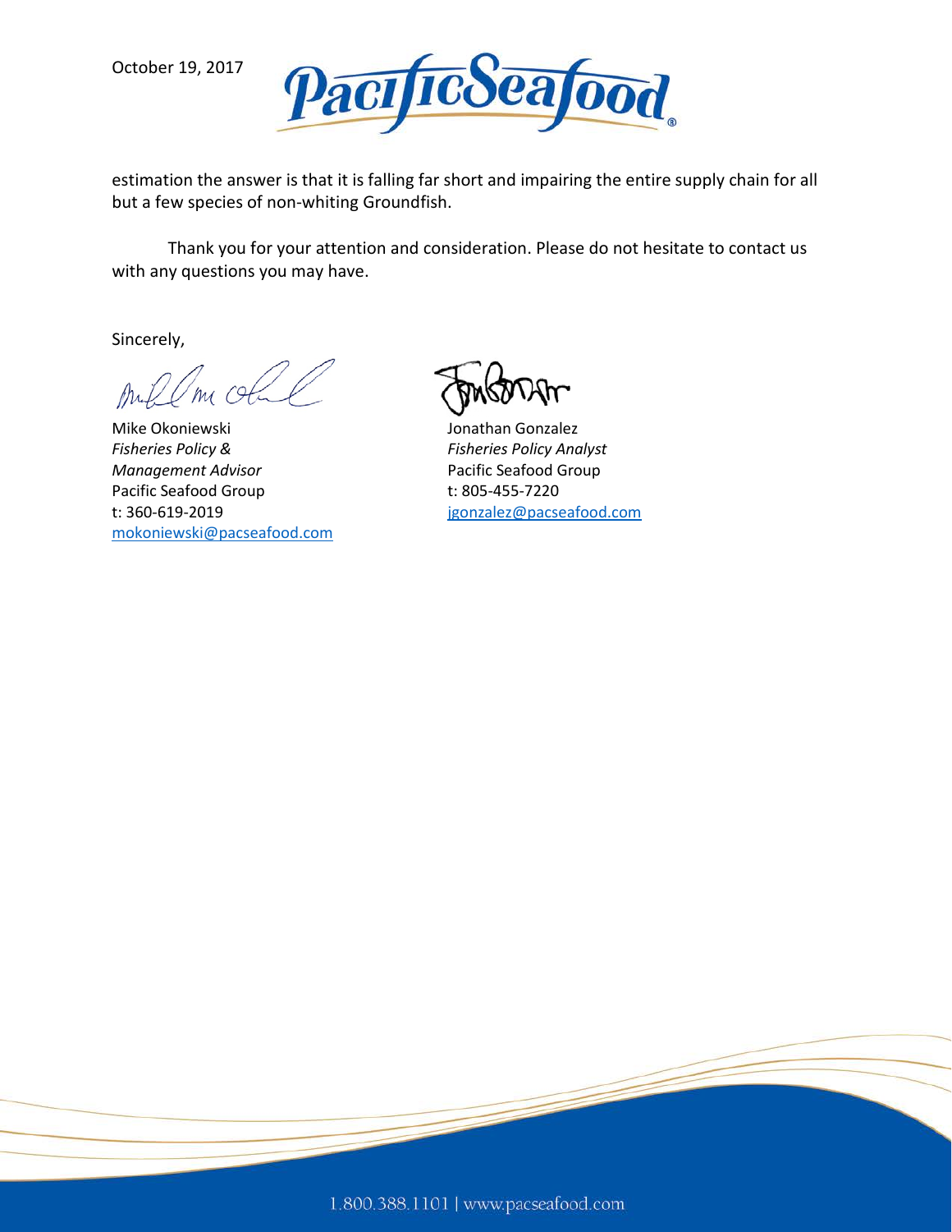estimation the answer is that it is falling far short and impairing the entire supply chain for all but a few species of non-whiting Groundfish.

Thank you for your attention and consideration. Please do not hesitate to contact us with any questions you may have.

Sincerely,

Mike Okoniewski
*Fisheries Policy &*
*Management Advisor*
Pacific Seafood Group
t: 360-619-2019
mokoniewski@pacseafood.com

Jonathan Gonzalez
*Fisheries Policy Analyst*
Pacific Seafood Group
t: 805-455-7220
jgonzalez@pacseafood.com